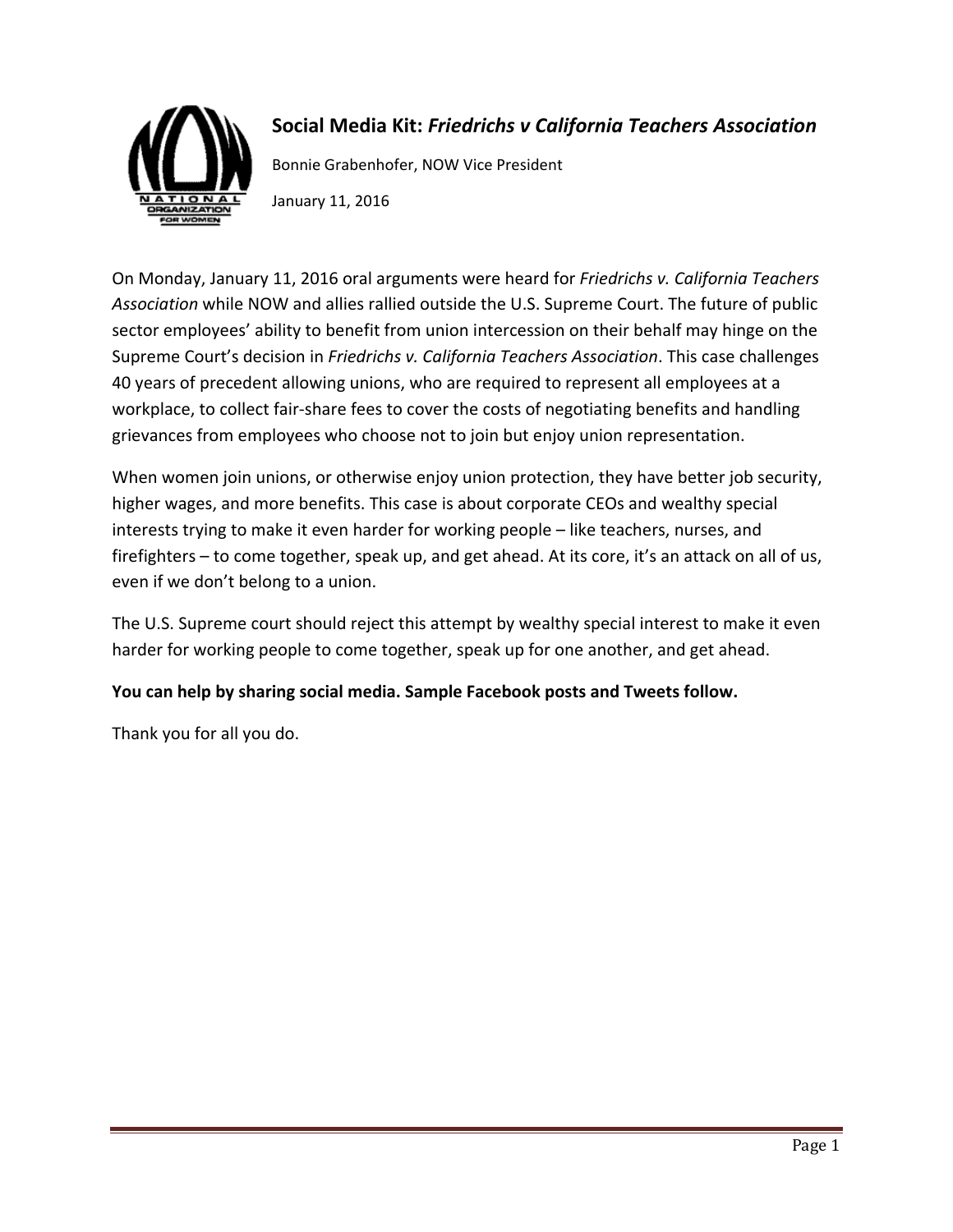# Social Media Kit: *Friedrichs v California Teachers Association*

Bonnie Grabenhofer, NOW Vice President

January 11, 2016

On Monday, January 11, 2016 oral arguments were heard for *Friedrichs v. California Teachers Association* while NOW and allies rallied outside the U.S. Supreme Court. The future of public sector employees' ability to benefit from union intercession on their behalf may hinge on the Supreme Court's decision in *Friedrichs v. California Teachers Association*. This case challenges 40 years of precedent allowing unions, who are required to represent all employees at a workplace, to collect fair-share fees to cover the costs of negotiating benefits and handling grievances from employees who choose not to join but enjoy union representation.

When women join unions, or otherwise enjoy union protection, they have better job security, higher wages, and more benefits. This case is about corporate CEOs and wealthy special interests trying to make it even harder for working people – like teachers, nurses, and firefighters – to come together, speak up, and get ahead. At its core, it's an attack on all of us, even if we don't belong to a union.

The U.S. Supreme court should reject this attempt by wealthy special interest to make it even harder for working people to come together, speak up for one another, and get ahead.

**You can help by sharing social media. Sample Facebook posts and Tweets follow.**

Thank you for all you do.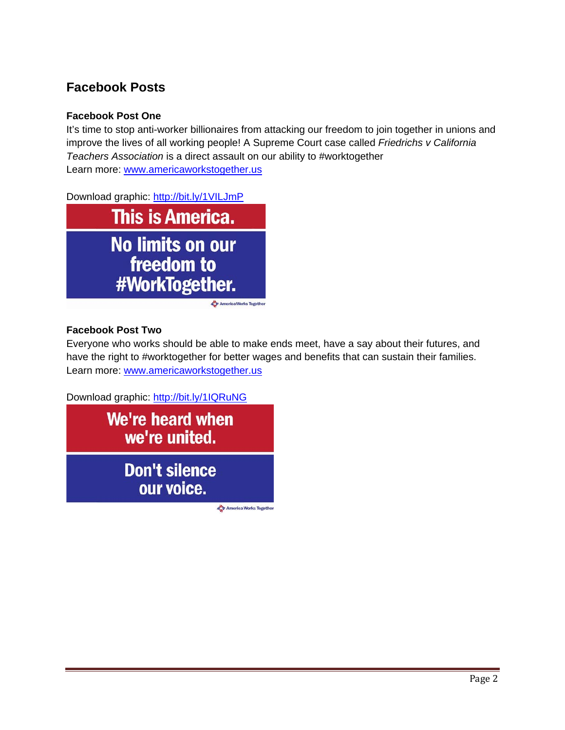## Facebook Posts

### Facebook Post One

It's time to stop anti-worker billionaires from attacking our freedom to join together in unions and improve the lives of all working people! A Supreme Court case called *Friedrichs v California Teachers Association* is a direct assault on our ability to #worktogether
Learn more: www.americaworkstogether.us

Download graphic: http://bit.ly/1VILJmP

This is America.

No limits on our freedom to #WorkTogether.

America Works Together

### Facebook Post Two

Everyone who works should be able to make ends meet, have a say about their futures, and have the right to #worktogether for better wages and benefits that can sustain their families.
Learn more: www.americaworkstogether.us

Download graphic: http://bit.ly/1IQRuNG

We're heard when we're united.

Don't silence our voice.

America Works Together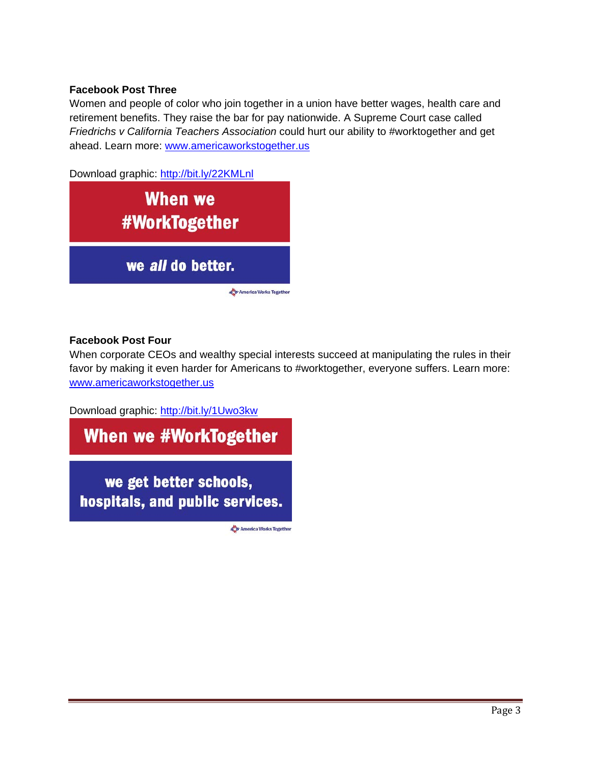**Facebook Post Three**

Women and people of color who join together in a union have better wages, health care and retirement benefits. They raise the bar for pay nationwide. A Supreme Court case called *Friedrichs v California Teachers Association* could hurt our ability to #worktogether and get ahead. Learn more: www.americaworkstogether.us

Download graphic: http://bit.ly/22KMLnl

When we #WorkTogether

we *all* do better.

America Works Together

**Facebook Post Four**

When corporate CEOs and wealthy special interests succeed at manipulating the rules in their favor by making it even harder for Americans to #worktogether, everyone suffers. Learn more: www.americaworkstogether.us

Download graphic: http://bit.ly/1Uwo3kw

When we #WorkTogether

we get better schools, hospitals, and public services.

America Works Together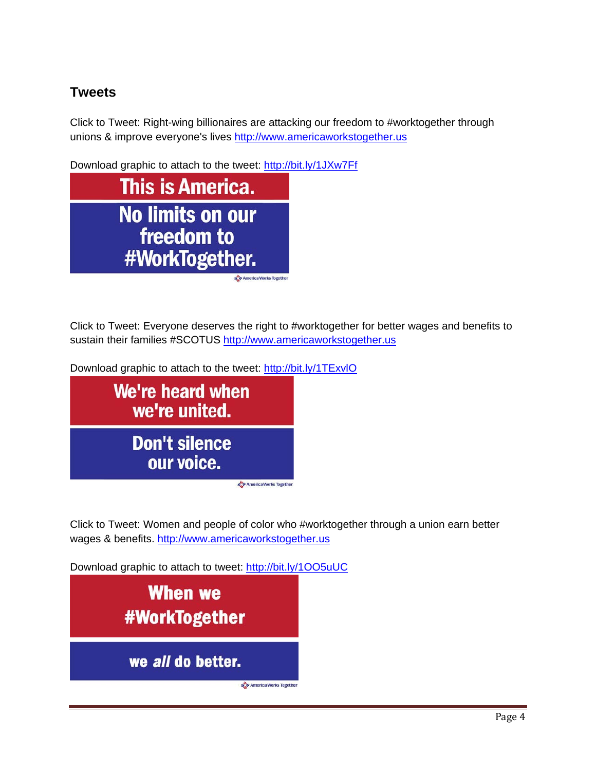## Tweets

Click to Tweet: Right-wing billionaires are attacking our freedom to #worktogether through unions & improve everyone's lives http://www.americaworkstogether.us

Download graphic to attach to the tweet: http://bit.ly/1JXw7Ff

This is America.

No limits on our freedom to #WorkTogether.

America Works Together

Click to Tweet: Everyone deserves the right to #worktogether for better wages and benefits to sustain their families #SCOTUS http://www.americaworkstogether.us

Download graphic to attach to the tweet: http://bit.ly/1TExvlO

We're heard when we're united.

Don't silence our voice.

America Works Together

Click to Tweet: Women and people of color who #worktogether through a union earn better wages & benefits. http://www.americaworkstogether.us

Download graphic to attach to tweet: http://bit.ly/1OO5uUC

When we #WorkTogether

we *all* do better.

America Works Together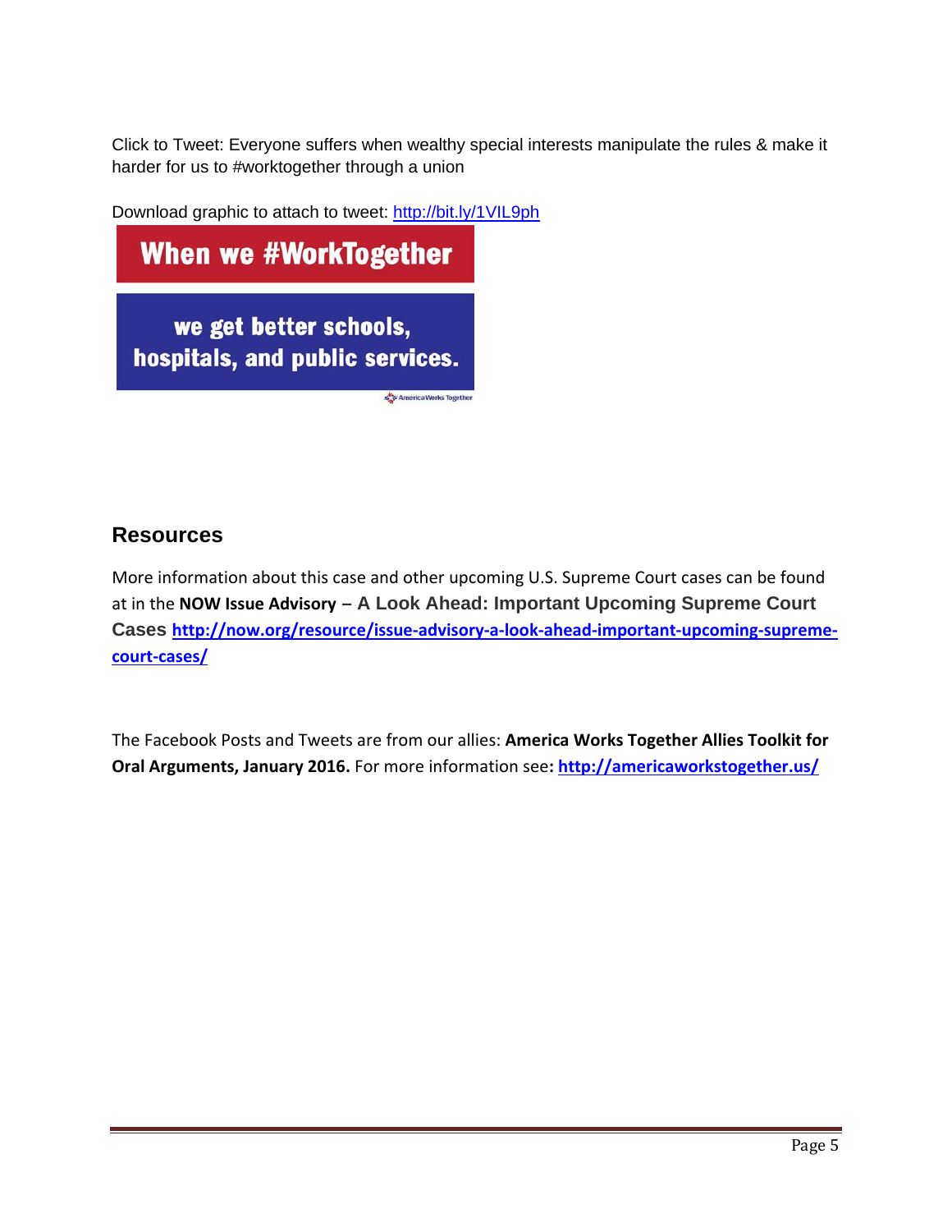Click to Tweet: Everyone suffers when wealthy special interests manipulate the rules & make it harder for us to #worktogether through a union

Download graphic to attach to tweet: http://bit.ly/1VIL9ph

When we #WorkTogether

we get better schools, hospitals, and public services.

America Works Together

## Resources

More information about this case and other upcoming U.S. Supreme Court cases can be found at in the **NOW Issue Advisory – A Look Ahead: Important Upcoming Supreme Court Cases** **http://now.org/resource/issue-advisory-a-look-ahead-important-upcoming-supreme-court-cases/**

The Facebook Posts and Tweets are from our allies: **America Works Together Allies Toolkit for Oral Arguments, January 2016.** For more information see**:** **http://americaworkstogether.us/**